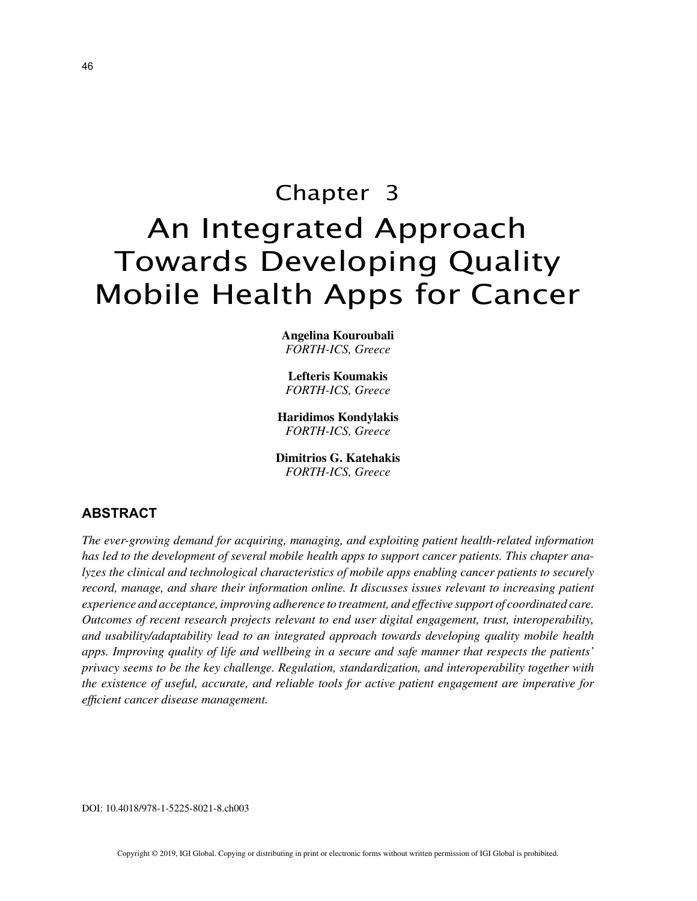# Chapter 3

# An Integrated Approach Towards Developing Quality Mobile Health Apps for Cancer

**Angelina Kouroubali**
*FORTH-ICS, Greece*

**Lefteris Koumakis**
*FORTH-ICS, Greece*

**Haridimos Kondylakis**
*FORTH-ICS, Greece*

**Dimitrios G. Katehakis**
*FORTH-ICS, Greece*

## ABSTRACT

*The ever-growing demand for acquiring, managing, and exploiting patient health-related information has led to the development of several mobile health apps to support cancer patients. This chapter analyzes the clinical and technological characteristics of mobile apps enabling cancer patients to securely record, manage, and share their information online. It discusses issues relevant to increasing patient experience and acceptance, improving adherence to treatment, and effective support of coordinated care. Outcomes of recent research projects relevant to end user digital engagement, trust, interoperability, and usability/adaptability lead to an integrated approach towards developing quality mobile health apps. Improving quality of life and wellbeing in a secure and safe manner that respects the patients' privacy seems to be the key challenge. Regulation, standardization, and interoperability together with the existence of useful, accurate, and reliable tools for active patient engagement are imperative for efficient cancer disease management.*

DOI: 10.4018/978-1-5225-8021-8.ch003

Copyright © 2019, IGI Global. Copying or distributing in print or electronic forms without written permission of IGI Global is prohibited.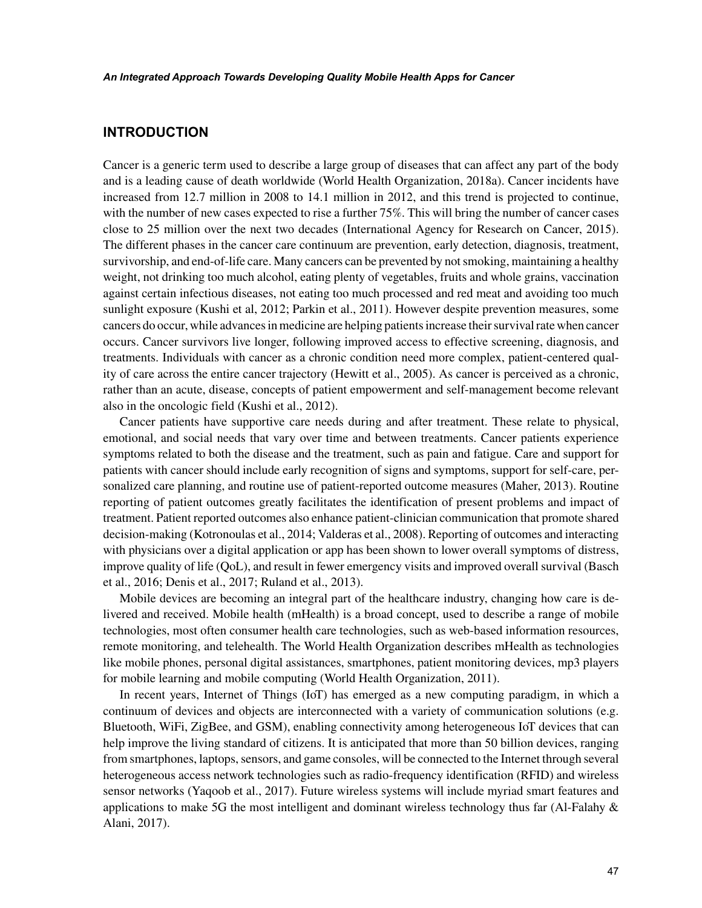## INTRODUCTION

Cancer is a generic term used to describe a large group of diseases that can affect any part of the body and is a leading cause of death worldwide (World Health Organization, 2018a). Cancer incidents have increased from 12.7 million in 2008 to 14.1 million in 2012, and this trend is projected to continue, with the number of new cases expected to rise a further 75%. This will bring the number of cancer cases close to 25 million over the next two decades (International Agency for Research on Cancer, 2015). The different phases in the cancer care continuum are prevention, early detection, diagnosis, treatment, survivorship, and end-of-life care. Many cancers can be prevented by not smoking, maintaining a healthy weight, not drinking too much alcohol, eating plenty of vegetables, fruits and whole grains, vaccination against certain infectious diseases, not eating too much processed and red meat and avoiding too much sunlight exposure (Kushi et al, 2012; Parkin et al., 2011). However despite prevention measures, some cancers do occur, while advances in medicine are helping patients increase their survival rate when cancer occurs. Cancer survivors live longer, following improved access to effective screening, diagnosis, and treatments. Individuals with cancer as a chronic condition need more complex, patient-centered quality of care across the entire cancer trajectory (Hewitt et al., 2005). As cancer is perceived as a chronic, rather than an acute, disease, concepts of patient empowerment and self-management become relevant also in the oncologic field (Kushi et al., 2012).

Cancer patients have supportive care needs during and after treatment. These relate to physical, emotional, and social needs that vary over time and between treatments. Cancer patients experience symptoms related to both the disease and the treatment, such as pain and fatigue. Care and support for patients with cancer should include early recognition of signs and symptoms, support for self-care, personalized care planning, and routine use of patient-reported outcome measures (Maher, 2013). Routine reporting of patient outcomes greatly facilitates the identification of present problems and impact of treatment. Patient reported outcomes also enhance patient-clinician communication that promote shared decision-making (Kotronoulas et al., 2014; Valderas et al., 2008). Reporting of outcomes and interacting with physicians over a digital application or app has been shown to lower overall symptoms of distress, improve quality of life (QoL), and result in fewer emergency visits and improved overall survival (Basch et al., 2016; Denis et al., 2017; Ruland et al., 2013).

Mobile devices are becoming an integral part of the healthcare industry, changing how care is delivered and received. Mobile health (mHealth) is a broad concept, used to describe a range of mobile technologies, most often consumer health care technologies, such as web-based information resources, remote monitoring, and telehealth. The World Health Organization describes mHealth as technologies like mobile phones, personal digital assistances, smartphones, patient monitoring devices, mp3 players for mobile learning and mobile computing (World Health Organization, 2011).

In recent years, Internet of Things (IoT) has emerged as a new computing paradigm, in which a continuum of devices and objects are interconnected with a variety of communication solutions (e.g. Bluetooth, WiFi, ZigBee, and GSM), enabling connectivity among heterogeneous IoT devices that can help improve the living standard of citizens. It is anticipated that more than 50 billion devices, ranging from smartphones, laptops, sensors, and game consoles, will be connected to the Internet through several heterogeneous access network technologies such as radio-frequency identification (RFID) and wireless sensor networks (Yaqoob et al., 2017). Future wireless systems will include myriad smart features and applications to make 5G the most intelligent and dominant wireless technology thus far (Al-Falahy & Alani, 2017).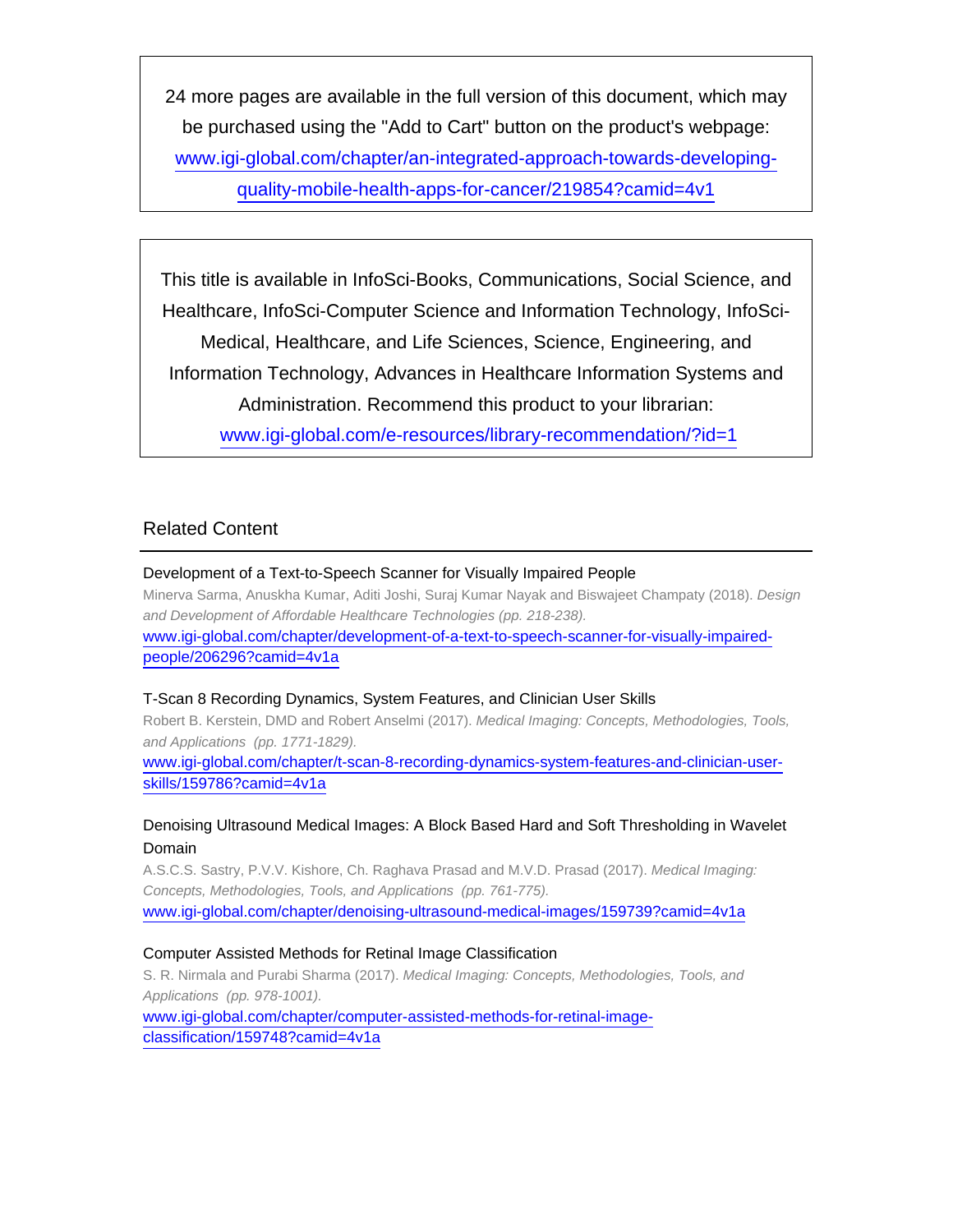24 more pages are available in the full version of this document, which may be purchased using the "Add to Cart" button on the product's webpage:
www.igi-global.com/chapter/an-integrated-approach-towards-developing-quality-mobile-health-apps-for-cancer/219854?camid=4v1

This title is available in InfoSci-Books, Communications, Social Science, and Healthcare, InfoSci-Computer Science and Information Technology, InfoSci-Medical, Healthcare, and Life Sciences, Science, Engineering, and Information Technology, Advances in Healthcare Information Systems and Administration. Recommend this product to your librarian:
www.igi-global.com/e-resources/library-recommendation/?id=1

## Related Content

Development of a Text-to-Speech Scanner for Visually Impaired People
Minerva Sarma, Anuskha Kumar, Aditi Joshi, Suraj Kumar Nayak and Biswajeet Champaty (2018). *Design and Development of Affordable Healthcare Technologies (pp. 218-238).*
www.igi-global.com/chapter/development-of-a-text-to-speech-scanner-for-visually-impaired-people/206296?camid=4v1a

T-Scan 8 Recording Dynamics, System Features, and Clinician User Skills
Robert B. Kerstein, DMD and Robert Anselmi (2017). *Medical Imaging: Concepts, Methodologies, Tools, and Applications (pp. 1771-1829).*
www.igi-global.com/chapter/t-scan-8-recording-dynamics-system-features-and-clinician-user-skills/159786?camid=4v1a

Denoising Ultrasound Medical Images: A Block Based Hard and Soft Thresholding in Wavelet Domain
A.S.C.S. Sastry, P.V.V. Kishore, Ch. Raghava Prasad and M.V.D. Prasad (2017). *Medical Imaging: Concepts, Methodologies, Tools, and Applications (pp. 761-775).*
www.igi-global.com/chapter/denoising-ultrasound-medical-images/159739?camid=4v1a

Computer Assisted Methods for Retinal Image Classification
S. R. Nirmala and Purabi Sharma (2017). *Medical Imaging: Concepts, Methodologies, Tools, and Applications (pp. 978-1001).*
www.igi-global.com/chapter/computer-assisted-methods-for-retinal-image-classification/159748?camid=4v1a